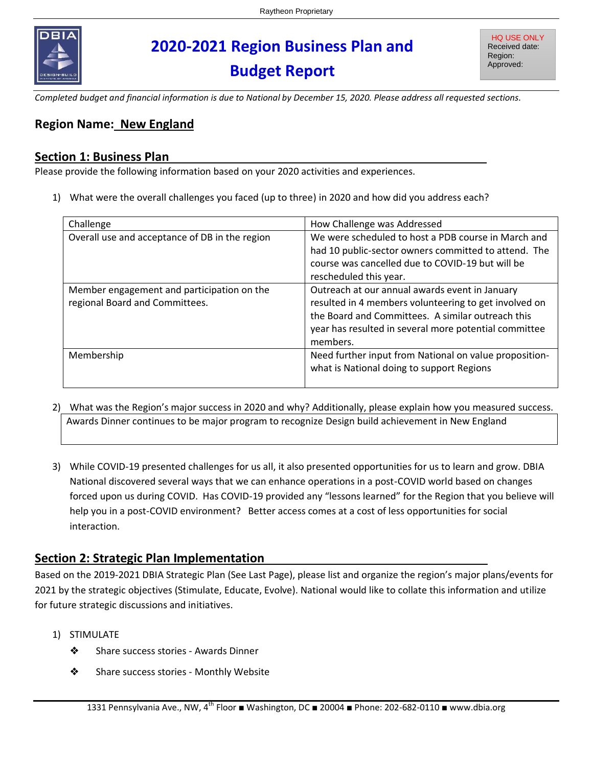# 2020-2021 Region Business Plan and Budget Report

HQ USE ONLY
Received date:
Region:
Approved:

*Completed budget and financial information is due to National by December 15, 2020. Please address all requested sections.*

## Region Name: New England

## Section 1: Business Plan

Please provide the following information based on your 2020 activities and experiences.

1) What were the overall challenges you faced (up to three) in 2020 and how did you address each?

| Challenge | How Challenge was Addressed |
| --- | --- |
| Overall use and acceptance of DB in the region | We were scheduled to host a PDB course in March and had 10 public-sector owners committed to attend. The course was cancelled due to COVID-19 but will be rescheduled this year. |
| Member engagement and participation on the regional Board and Committees. | Outreach at our annual awards event in January resulted in 4 members volunteering to get involved on the Board and Committees. A similar outreach this year has resulted in several more potential committee members. |
| Membership | Need further input from National on value proposition- what is National doing to support Regions |

2) What was the Region's major success in 2020 and why? Additionally, please explain how you measured success.

Awards Dinner continues to be major program to recognize Design build achievement in New England

3) While COVID-19 presented challenges for us all, it also presented opportunities for us to learn and grow. DBIA National discovered several ways that we can enhance operations in a post-COVID world based on changes forced upon us during COVID. Has COVID-19 provided any "lessons learned" for the Region that you believe will help you in a post-COVID environment? Better access comes at a cost of less opportunities for social interaction.

## Section 2: Strategic Plan Implementation

Based on the 2019-2021 DBIA Strategic Plan (See Last Page), please list and organize the region's major plans/events for 2021 by the strategic objectives (Stimulate, Educate, Evolve). National would like to collate this information and utilize for future strategic discussions and initiatives.

1) STIMULATE
   - Share success stories - Awards Dinner
   - Share success stories - Monthly Website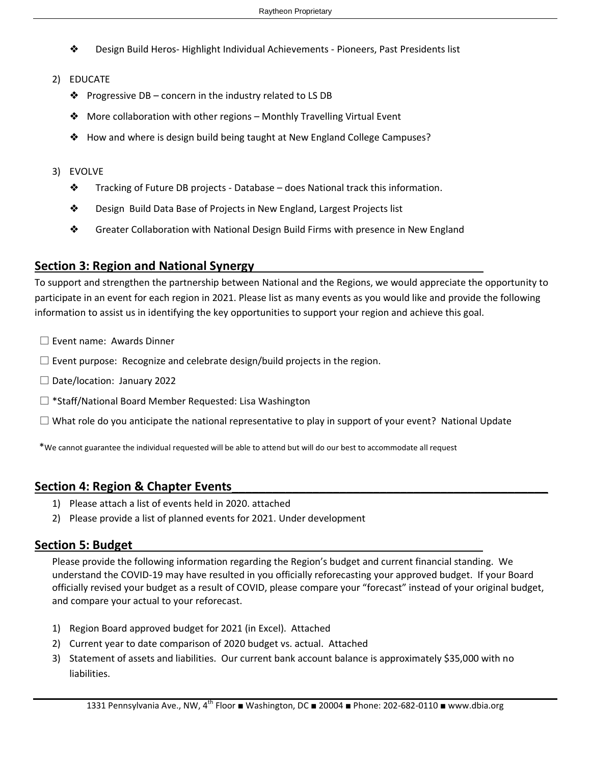- ❖ Design Build Heros- Highlight Individual Achievements - Pioneers, Past Presidents list

2) EDUCATE
   - ❖ Progressive DB – concern in the industry related to LS DB
   - ❖ More collaboration with other regions – Monthly Travelling Virtual Event
   - ❖ How and where is design build being taught at New England College Campuses?

3) EVOLVE
   - ❖ Tracking of Future DB projects - Database – does National track this information.
   - ❖ Design Build Data Base of Projects in New England, Largest Projects list
   - ❖ Greater Collaboration with National Design Build Firms with presence in New England

## Section 3: Region and National Synergy

To support and strengthen the partnership between National and the Regions, we would appreciate the opportunity to participate in an event for each region in 2021. Please list as many events as you would like and provide the following information to assist us in identifying the key opportunities to support your region and achieve this goal.

☐ Event name: Awards Dinner

☐ Event purpose: Recognize and celebrate design/build projects in the region.

☐ Date/location: January 2022

☐ *Staff/National Board Member Requested: Lisa Washington

☐ What role do you anticipate the national representative to play in support of your event? National Update

*We cannot guarantee the individual requested will be able to attend but will do our best to accommodate all request

## Section 4: Region & Chapter Events

1) Please attach a list of events held in 2020. attached
2) Please provide a list of planned events for 2021. Under development

## Section 5: Budget

Please provide the following information regarding the Region's budget and current financial standing. We understand the COVID-19 may have resulted in you officially reforecasting your approved budget. If your Board officially revised your budget as a result of COVID, please compare your "forecast" instead of your original budget, and compare your actual to your reforecast.

1) Region Board approved budget for 2021 (in Excel). Attached
2) Current year to date comparison of 2020 budget vs. actual. Attached
3) Statement of assets and liabilities. Our current bank account balance is approximately $35,000 with no liabilities.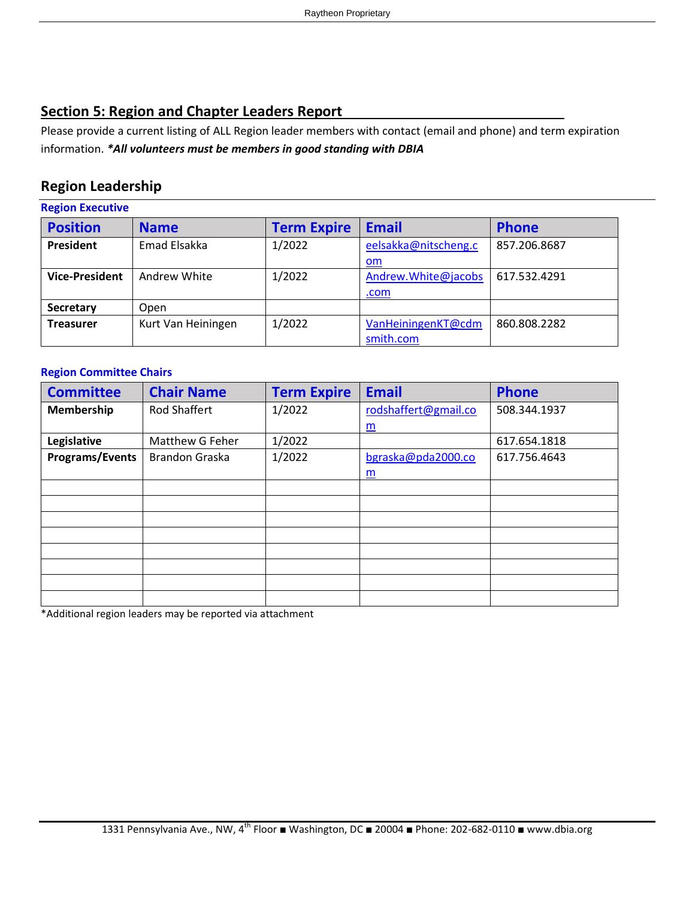## Section 5: Region and Chapter Leaders Report

Please provide a current listing of ALL Region leader members with contact (email and phone) and term expiration information. ***\*All volunteers must be members in good standing with DBIA***

## Region Leadership

### Region Executive

| Position | Name | Term Expire | Email | Phone |
|---|---|---|---|---|
| **President** | Emad Elsakka | 1/2022 | eelsakka@nitscheng.com | 857.206.8687 |
| **Vice-President** | Andrew White | 1/2022 | Andrew.White@jacobs.com | 617.532.4291 |
| **Secretary** | Open | | | |
| **Treasurer** | Kurt Van Heiningen | 1/2022 | VanHeiningenKT@cdmsmith.com | 860.808.2282 |

### Region Committee Chairs

| Committee | Chair Name | Term Expire | Email | Phone |
|---|---|---|---|---|
| **Membership** | Rod Shaffert | 1/2022 | rodshaffert@gmail.com | 508.344.1937 |
| **Legislative** | Matthew G Feher | 1/2022 | | 617.654.1818 |
| **Programs/Events** | Brandon Graska | 1/2022 | bgraska@pda2000.com | 617.756.4643 |
| | | | | |
| | | | | |
| | | | | |
| | | | | |
| | | | | |
| | | | | |
| | | | | |
| | | | | |

*Additional region leaders may be reported via attachment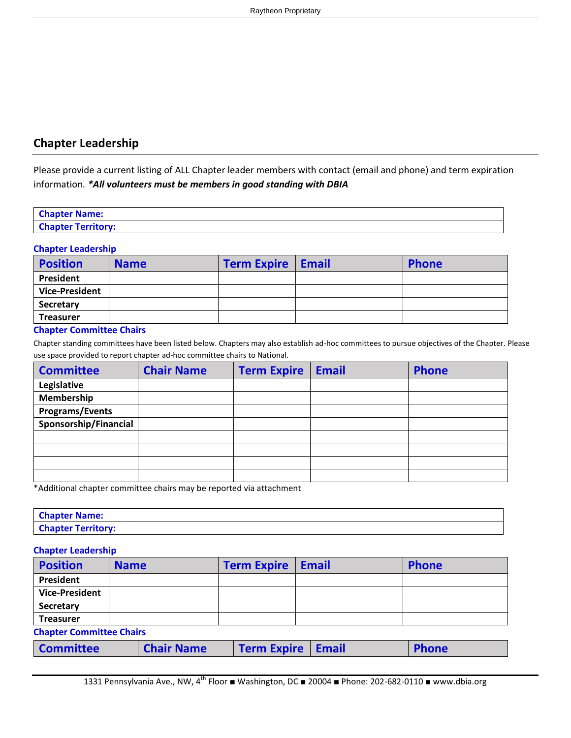## Chapter Leadership

Please provide a current listing of ALL Chapter leader members with contact (email and phone) and term expiration information. ***\*All volunteers must be members in good standing with DBIA***

| **Chapter Name:** |
|---|
| **Chapter Territory:** |

**Chapter Leadership**

| Position | Name | Term Expire | Email | Phone |
|---|---|---|---|---|
| **President** | | | | |
| **Vice-President** | | | | |
| **Secretary** | | | | |
| **Treasurer** | | | | |

**Chapter Committee Chairs**

Chapter standing committees have been listed below. Chapters may also establish ad-hoc committees to pursue objectives of the Chapter. Please use space provided to report chapter ad-hoc committee chairs to National.

| Committee | Chair Name | Term Expire | Email | Phone |
|---|---|---|---|---|
| **Legislative** | | | | |
| **Membership** | | | | |
| **Programs/Events** | | | | |
| **Sponsorship/Financial** | | | | |
| | | | | |
| | | | | |
| | | | | |
| | | | | |

*Additional chapter committee chairs may be reported via attachment

| **Chapter Name:** |
|---|
| **Chapter Territory:** |

**Chapter Leadership**

| Position | Name | Term Expire | Email | Phone |
|---|---|---|---|---|
| **President** | | | | |
| **Vice-President** | | | | |
| **Secretary** | | | | |
| **Treasurer** | | | | |

**Chapter Committee Chairs**

| Committee | Chair Name | Term Expire | Email | Phone |
|---|---|---|---|---|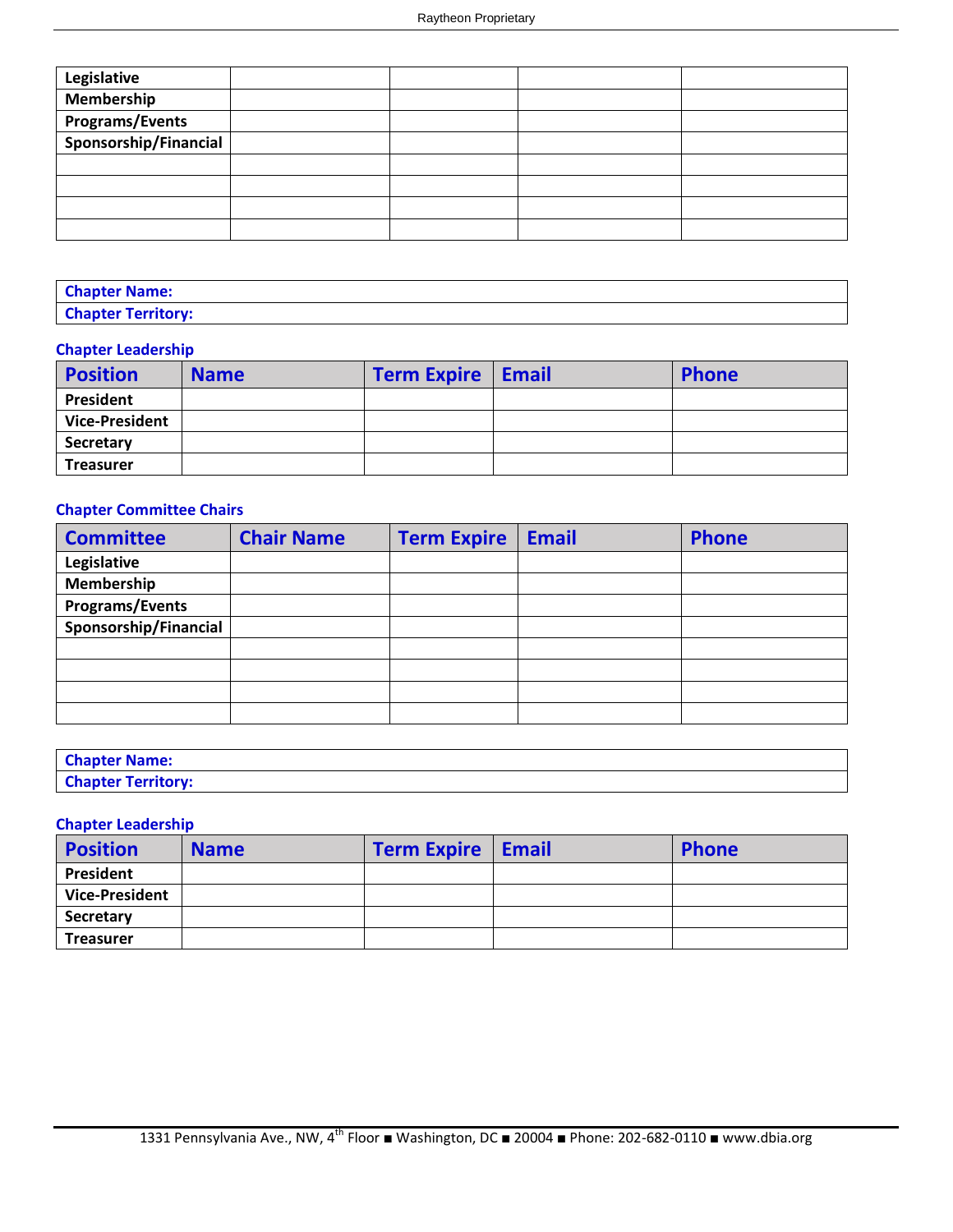| Legislative | | | | |
|---|---|---|---|---|
| Membership | | | | |
| Programs/Events | | | | |
| Sponsorship/Financial | | | | |
| | | | | |
| | | | | |
| | | | | |
| | | | | |

| **Chapter Name:** |
|---|
| **Chapter Territory:** |

**Chapter Leadership**

| Position | Name | Term Expire | Email | Phone |
|---|---|---|---|---|
| President | | | | |
| Vice-President | | | | |
| Secretary | | | | |
| Treasurer | | | | |

**Chapter Committee Chairs**

| Committee | Chair Name | Term Expire | Email | Phone |
|---|---|---|---|---|
| Legislative | | | | |
| Membership | | | | |
| Programs/Events | | | | |
| Sponsorship/Financial | | | | |
| | | | | |
| | | | | |
| | | | | |
| | | | | |

| **Chapter Name:** |
|---|
| **Chapter Territory:** |

**Chapter Leadership**

| Position | Name | Term Expire | Email | Phone |
|---|---|---|---|---|
| President | | | | |
| Vice-President | | | | |
| Secretary | | | | |
| Treasurer | | | | |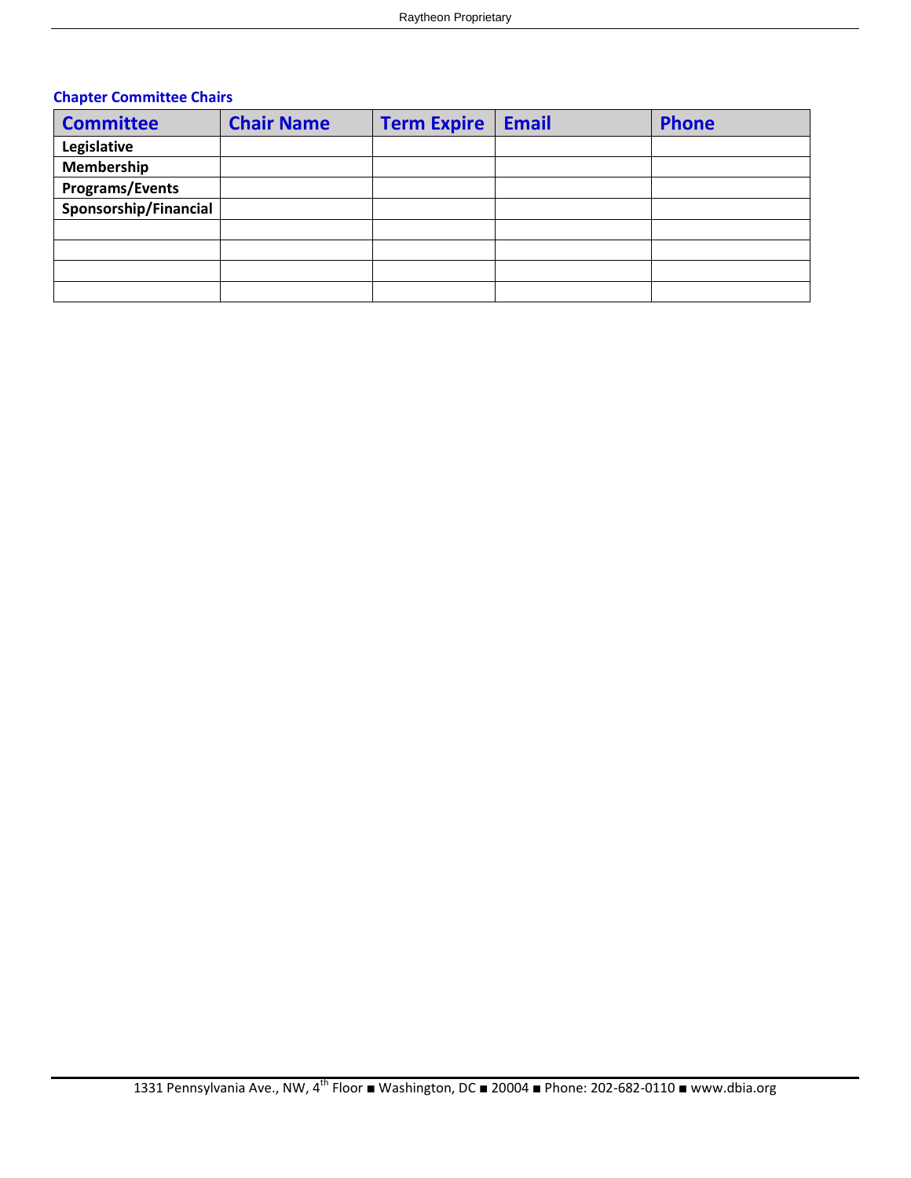### Chapter Committee Chairs

| Committee | Chair Name | Term Expire | Email | Phone |
|---|---|---|---|---|
| **Legislative** | | | | |
| **Membership** | | | | |
| **Programs/Events** | | | | |
| **Sponsorship/Financial** | | | | |
| | | | | |
| | | | | |
| | | | | |
| | | | | |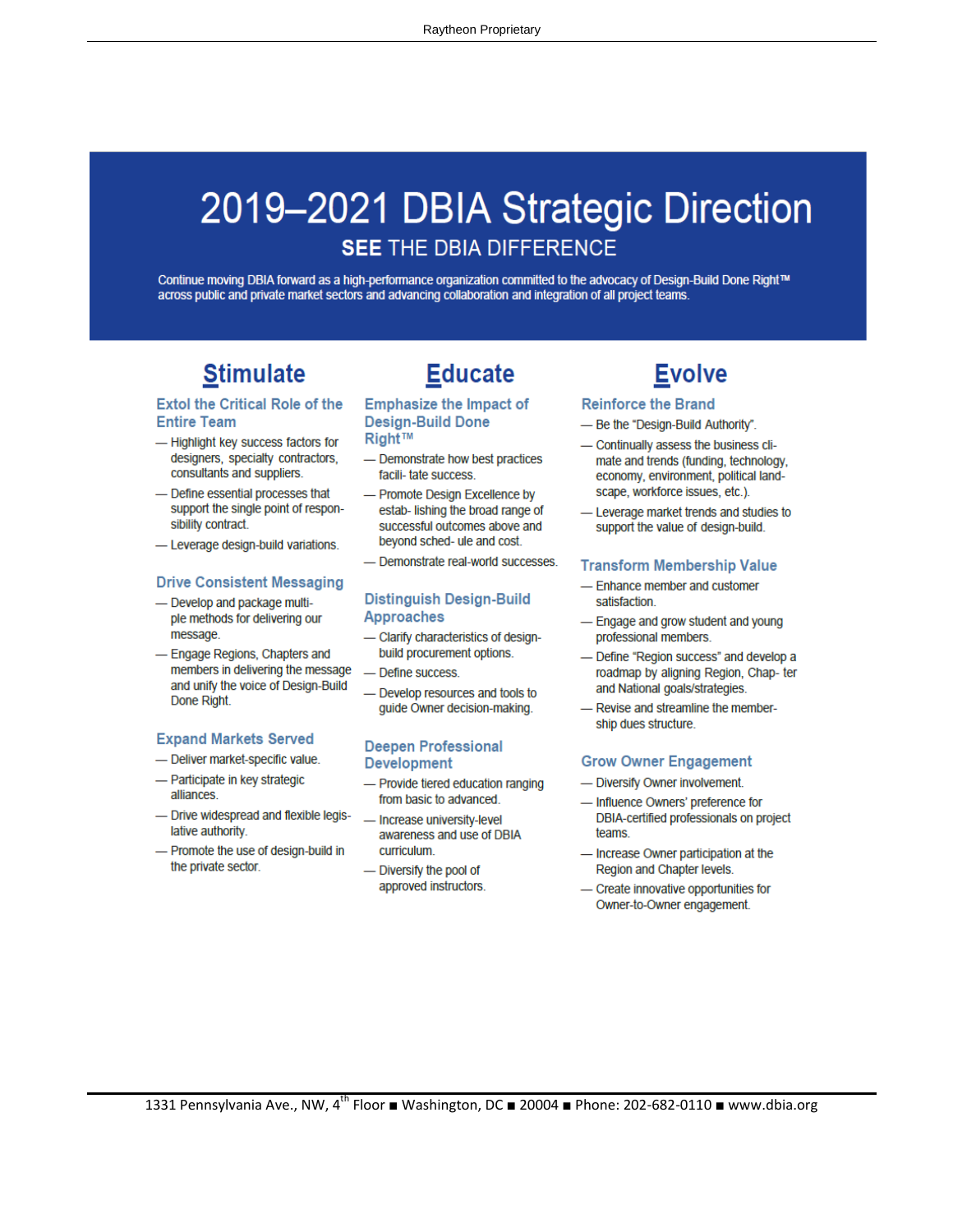# 2019–2021 DBIA Strategic Direction

## SEE THE DBIA DIFFERENCE

Continue moving DBIA forward as a high-performance organization committed to the advocacy of Design-Build Done Right™ across public and private market sectors and advancing collaboration and integration of all project teams.

## Stimulate

### Extol the Critical Role of the Entire Team

- Highlight key success factors for designers, specialty contractors, consultants and suppliers.
- Define essential processes that support the single point of responsibility contract.
- Leverage design-build variations.

### Drive Consistent Messaging

- Develop and package multiple methods for delivering our message.
- Engage Regions, Chapters and members in delivering the message and unify the voice of Design-Build Done Right.

### Expand Markets Served

- Deliver market-specific value.
- Participate in key strategic alliances.
- Drive widespread and flexible legislative authority.
- Promote the use of design-build in the private sector.

## Educate

### Emphasize the Impact of Design-Build Done Right™

- Demonstrate how best practices facilitate success.
- Promote Design Excellence by establishing the broad range of successful outcomes above and beyond schedule and cost.
- Demonstrate real-world successes.

### Distinguish Design-Build Approaches

- Clarify characteristics of design-build procurement options.
- Define success.
- Develop resources and tools to guide Owner decision-making.

### Deepen Professional Development

- Provide tiered education ranging from basic to advanced.
- Increase university-level awareness and use of DBIA curriculum.
- Diversify the pool of approved instructors.

## Evolve

### Reinforce the Brand

- Be the "Design-Build Authority".
- Continually assess the business climate and trends (funding, technology, economy, environment, political landscape, workforce issues, etc.).
- Leverage market trends and studies to support the value of design-build.

### Transform Membership Value

- Enhance member and customer satisfaction.
- Engage and grow student and young professional members.
- Define "Region success" and develop a roadmap by aligning Region, Chapter and National goals/strategies.
- Revise and streamline the membership dues structure.

### Grow Owner Engagement

- Diversify Owner involvement.
- Influence Owners' preference for DBIA-certified professionals on project teams.
- Increase Owner participation at the Region and Chapter levels.
- Create innovative opportunities for Owner-to-Owner engagement.